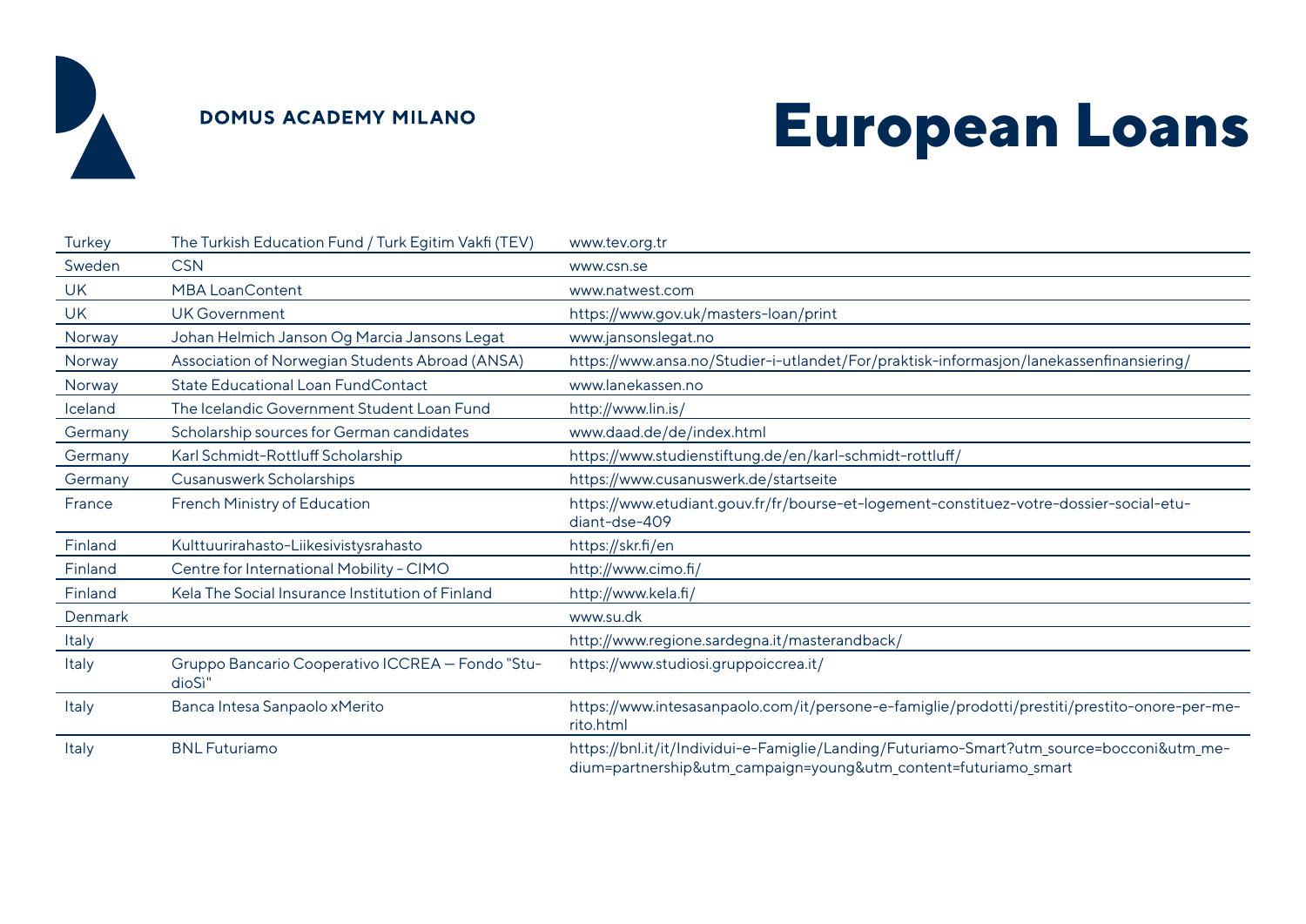**DOMUS ACADEMY MILANO**

# European Loans

| | | |
|---|---|---|
| Turkey | The Turkish Education Fund / Turk Egitim Vakfi (TEV) | www.tev.org.tr |
| Sweden | CSN | www.csn.se |
| UK | MBA LoanContent | www.natwest.com |
| UK | UK Government | https://www.gov.uk/masters-loan/print |
| Norway | Johan Helmich Janson Og Marcia Jansons Legat | www.jansonslegat.no |
| Norway | Association of Norwegian Students Abroad (ANSA) | https://www.ansa.no/Studier-i-utlandet/For/praktisk-informasjon/lanekassenfinansiering/ |
| Norway | State Educational Loan FundContact | www.lanekassen.no |
| Iceland | The Icelandic Government Student Loan Fund | http://www.lin.is/ |
| Germany | Scholarship sources for German candidates | www.daad.de/de/index.html |
| Germany | Karl Schmidt-Rottluff Scholarship | https://www.studienstiftung.de/en/karl-schmidt-rottluff/ |
| Germany | Cusanuswerk Scholarships | https://www.cusanuswerk.de/startseite |
| France | French Ministry of Education | https://www.etudiant.gouv.fr/fr/bourse-et-logement-constituez-votre-dossier-social-etudiant-dse-409 |
| Finland | Kulttuurirahasto-Liikesivistysrahasto | https://skr.fi/en |
| Finland | Centre for International Mobility - CIMO | http://www.cimo.fi/ |
| Finland | Kela The Social Insurance Institution of Finland | http://www.kela.fi/ |
| Denmark | | www.su.dk |
| Italy | | http://www.regione.sardegna.it/masterandback/ |
| Italy | Gruppo Bancario Cooperativo ICCREA – Fondo "StudioSì" | https://www.studiosi.gruppoiccrea.it/ |
| Italy | Banca Intesa Sanpaolo xMerito | https://www.intesasanpaolo.com/it/persone-e-famiglie/prodotti/prestiti/prestito-onore-per-merito.html |
| Italy | BNL Futuriamo | https://bnl.it/it/Individui-e-Famiglie/Landing/Futuriamo-Smart?utm_source=bocconi&utm_medium=partnership&utm_campaign=young&utm_content=futuriamo_smart |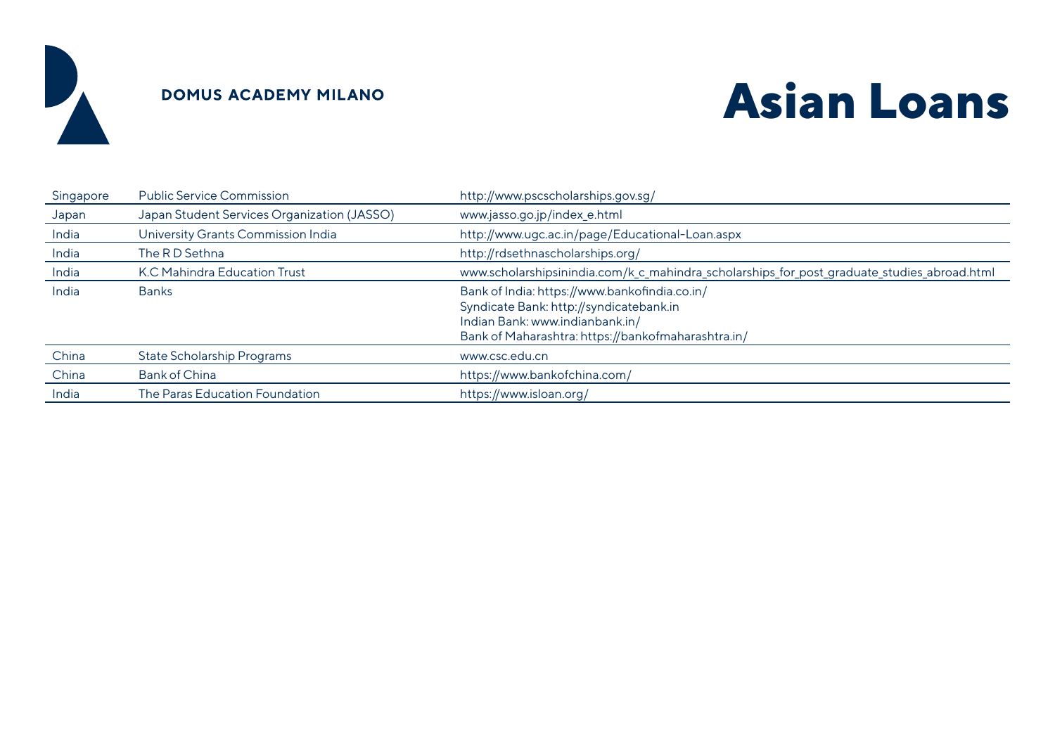**DOMUS ACADEMY MILANO**

# Asian Loans

| | | |
|---|---|---|
| Singapore | Public Service Commission | http://www.pscscholarships.gov.sg/ |
| Japan | Japan Student Services Organization (JASSO) | www.jasso.go.jp/index_e.html |
| India | University Grants Commission India | http://www.ugc.ac.in/page/Educational-Loan.aspx |
| India | The R D Sethna | http://rdsethnascholarships.org/ |
| India | K.C Mahindra Education Trust | www.scholarshipsinindia.com/k_c_mahindra_scholarships_for_post_graduate_studies_abroad.html |
| India | Banks | Bank of India: https://www.bankofindia.co.in/<br>Syndicate Bank: http://syndicatebank.in<br>Indian Bank: www.indianbank.in/<br>Bank of Maharashtra: https://bankofmaharashtra.in/ |
| China | State Scholarship Programs | www.csc.edu.cn |
| China | Bank of China | https://www.bankofchina.com/ |
| India | The Paras Education Foundation | https://www.isloan.org/ |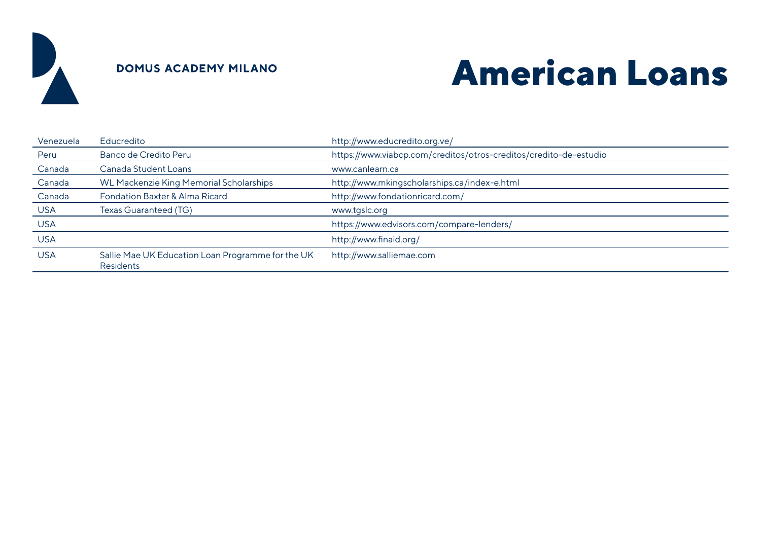DOMUS ACADEMY MILANO

# American Loans

| | | |
|---|---|---|
| Venezuela | Educredito | http://www.educredito.org.ve/ |
| Peru | Banco de Credito Peru | https://www.viabcp.com/creditos/otros-creditos/credito-de-estudio |
| Canada | Canada Student Loans | www.canlearn.ca |
| Canada | WL Mackenzie King Memorial Scholarships | http://www.mkingscholarships.ca/index-e.html |
| Canada | Fondation Baxter & Alma Ricard | http://www.fondationricard.com/ |
| USA | Texas Guaranteed (TG) | www.tgslc.org |
| USA | | https://www.edvisors.com/compare-lenders/ |
| USA | | http://www.finaid.org/ |
| USA | Sallie Mae UK Education Loan Programme for the UK Residents | http://www.salliemae.com |